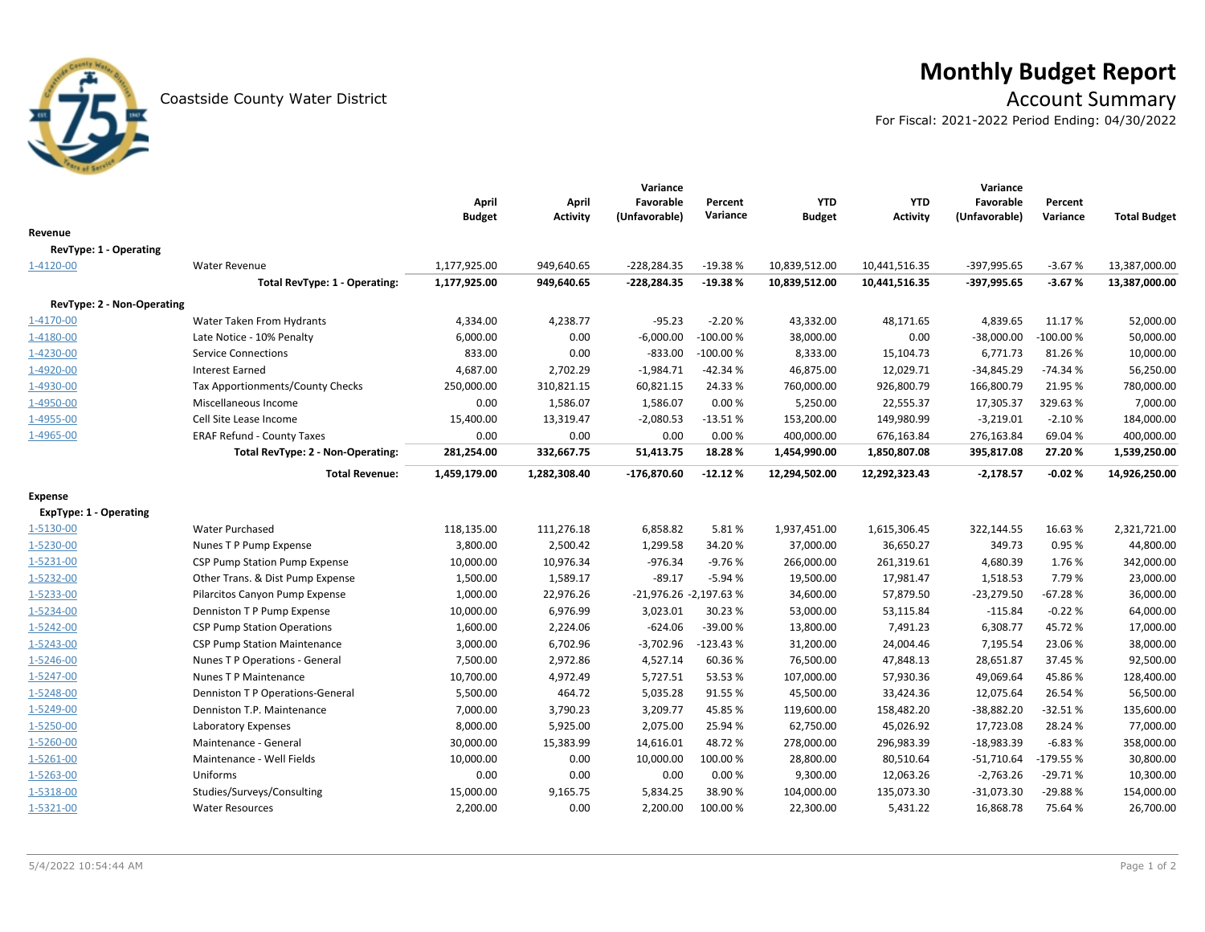Coastside County Water District

# Monthly Budget Report

## Account Summary

For Fiscal: 2021-2022 Period Ending: 04/30/2022

| | | April Budget | April Activity | Variance Favorable (Unfavorable) | Percent Variance | YTD Budget | YTD Activity | Variance Favorable (Unfavorable) | Percent Variance | Total Budget |
|---|---|---|---|---|---|---|---|---|---|---|
| **Revenue** | | | | | | | | | | |
| **RevType: 1 - Operating** | | | | | | | | | | |
| 1-4120-00 | Water Revenue | 1,177,925.00 | 949,640.65 | -228,284.35 | -19.38 % | 10,839,512.00 | 10,441,516.35 | -397,995.65 | -3.67 % | 13,387,000.00 |
| | **Total RevType: 1 - Operating:** | **1,177,925.00** | **949,640.65** | **-228,284.35** | **-19.38 %** | **10,839,512.00** | **10,441,516.35** | **-397,995.65** | **-3.67 %** | **13,387,000.00** |
| **RevType: 2 - Non-Operating** | | | | | | | | | | |
| 1-4170-00 | Water Taken From Hydrants | 4,334.00 | 4,238.77 | -95.23 | -2.20 % | 43,332.00 | 48,171.65 | 4,839.65 | 11.17 % | 52,000.00 |
| 1-4180-00 | Late Notice - 10% Penalty | 6,000.00 | 0.00 | -6,000.00 | -100.00 % | 38,000.00 | 0.00 | -38,000.00 | -100.00 % | 50,000.00 |
| 1-4230-00 | Service Connections | 833.00 | 0.00 | -833.00 | -100.00 % | 8,333.00 | 15,104.73 | 6,771.73 | 81.26 % | 10,000.00 |
| 1-4920-00 | Interest Earned | 4,687.00 | 2,702.29 | -1,984.71 | -42.34 % | 46,875.00 | 12,029.71 | -34,845.29 | -74.34 % | 56,250.00 |
| 1-4930-00 | Tax Apportionments/County Checks | 250,000.00 | 310,821.15 | 60,821.15 | 24.33 % | 760,000.00 | 926,800.79 | 166,800.79 | 21.95 % | 780,000.00 |
| 1-4950-00 | Miscellaneous Income | 0.00 | 1,586.07 | 1,586.07 | 0.00 % | 5,250.00 | 22,555.37 | 17,305.37 | 329.63 % | 7,000.00 |
| 1-4955-00 | Cell Site Lease Income | 15,400.00 | 13,319.47 | -2,080.53 | -13.51 % | 153,200.00 | 149,980.99 | -3,219.01 | -2.10 % | 184,000.00 |
| 1-4965-00 | ERAF Refund - County Taxes | 0.00 | 0.00 | 0.00 | 0.00 % | 400,000.00 | 676,163.84 | 276,163.84 | 69.04 % | 400,000.00 |
| | **Total RevType: 2 - Non-Operating:** | **281,254.00** | **332,667.75** | **51,413.75** | **18.28 %** | **1,454,990.00** | **1,850,807.08** | **395,817.08** | **27.20 %** | **1,539,250.00** |
| | **Total Revenue:** | **1,459,179.00** | **1,282,308.40** | **-176,870.60** | **-12.12 %** | **12,294,502.00** | **12,292,323.43** | **-2,178.57** | **-0.02 %** | **14,926,250.00** |
| **Expense** | | | | | | | | | | |
| **ExpType: 1 - Operating** | | | | | | | | | | |
| 1-5130-00 | Water Purchased | 118,135.00 | 111,276.18 | 6,858.82 | 5.81 % | 1,937,451.00 | 1,615,306.45 | 322,144.55 | 16.63 % | 2,321,721.00 |
| 1-5230-00 | Nunes T P Pump Expense | 3,800.00 | 2,500.42 | 1,299.58 | 34.20 % | 37,000.00 | 36,650.27 | 349.73 | 0.95 % | 44,800.00 |
| 1-5231-00 | CSP Pump Station Pump Expense | 10,000.00 | 10,976.34 | -976.34 | -9.76 % | 266,000.00 | 261,319.61 | 4,680.39 | 1.76 % | 342,000.00 |
| 1-5232-00 | Other Trans. & Dist Pump Expense | 1,500.00 | 1,589.17 | -89.17 | -5.94 % | 19,500.00 | 17,981.47 | 1,518.53 | 7.79 % | 23,000.00 |
| 1-5233-00 | Pilarcitos Canyon Pump Expense | 1,000.00 | 22,976.26 | -21,976.26 | -2,197.63 % | 34,600.00 | 57,879.50 | -23,279.50 | -67.28 % | 36,000.00 |
| 1-5234-00 | Denniston T P Pump Expense | 10,000.00 | 6,976.99 | 3,023.01 | 30.23 % | 53,000.00 | 53,115.84 | -115.84 | -0.22 % | 64,000.00 |
| 1-5242-00 | CSP Pump Station Operations | 1,600.00 | 2,224.06 | -624.06 | -39.00 % | 13,800.00 | 7,491.23 | 6,308.77 | 45.72 % | 17,000.00 |
| 1-5243-00 | CSP Pump Station Maintenance | 3,000.00 | 6,702.96 | -3,702.96 | -123.43 % | 31,200.00 | 24,004.46 | 7,195.54 | 23.06 % | 38,000.00 |
| 1-5246-00 | Nunes T P Operations - General | 7,500.00 | 2,972.86 | 4,527.14 | 60.36 % | 76,500.00 | 47,848.13 | 28,651.87 | 37.45 % | 92,500.00 |
| 1-5247-00 | Nunes T P Maintenance | 10,700.00 | 4,972.49 | 5,727.51 | 53.53 % | 107,000.00 | 57,930.36 | 49,069.64 | 45.86 % | 128,400.00 |
| 1-5248-00 | Denniston T P Operations-General | 5,500.00 | 464.72 | 5,035.28 | 91.55 % | 45,500.00 | 33,424.36 | 12,075.64 | 26.54 % | 56,500.00 |
| 1-5249-00 | Denniston T.P. Maintenance | 7,000.00 | 3,790.23 | 3,209.77 | 45.85 % | 119,600.00 | 158,482.20 | -38,882.20 | -32.51 % | 135,600.00 |
| 1-5250-00 | Laboratory Expenses | 8,000.00 | 5,925.00 | 2,075.00 | 25.94 % | 62,750.00 | 45,026.92 | 17,723.08 | 28.24 % | 77,000.00 |
| 1-5260-00 | Maintenance - General | 30,000.00 | 15,383.99 | 14,616.01 | 48.72 % | 278,000.00 | 296,983.39 | -18,983.39 | -6.83 % | 358,000.00 |
| 1-5261-00 | Maintenance - Well Fields | 10,000.00 | 0.00 | 10,000.00 | 100.00 % | 28,800.00 | 80,510.64 | -51,710.64 | -179.55 % | 30,800.00 |
| 1-5263-00 | Uniforms | 0.00 | 0.00 | 0.00 | 0.00 % | 9,300.00 | 12,063.26 | -2,763.26 | -29.71 % | 10,300.00 |
| 1-5318-00 | Studies/Surveys/Consulting | 15,000.00 | 9,165.75 | 5,834.25 | 38.90 % | 104,000.00 | 135,073.30 | -31,073.30 | -29.88 % | 154,000.00 |
| 1-5321-00 | Water Resources | 2,200.00 | 0.00 | 2,200.00 | 100.00 % | 22,300.00 | 5,431.22 | 16,868.78 | 75.64 % | 26,700.00 |

5/4/2022 10:54:44 AM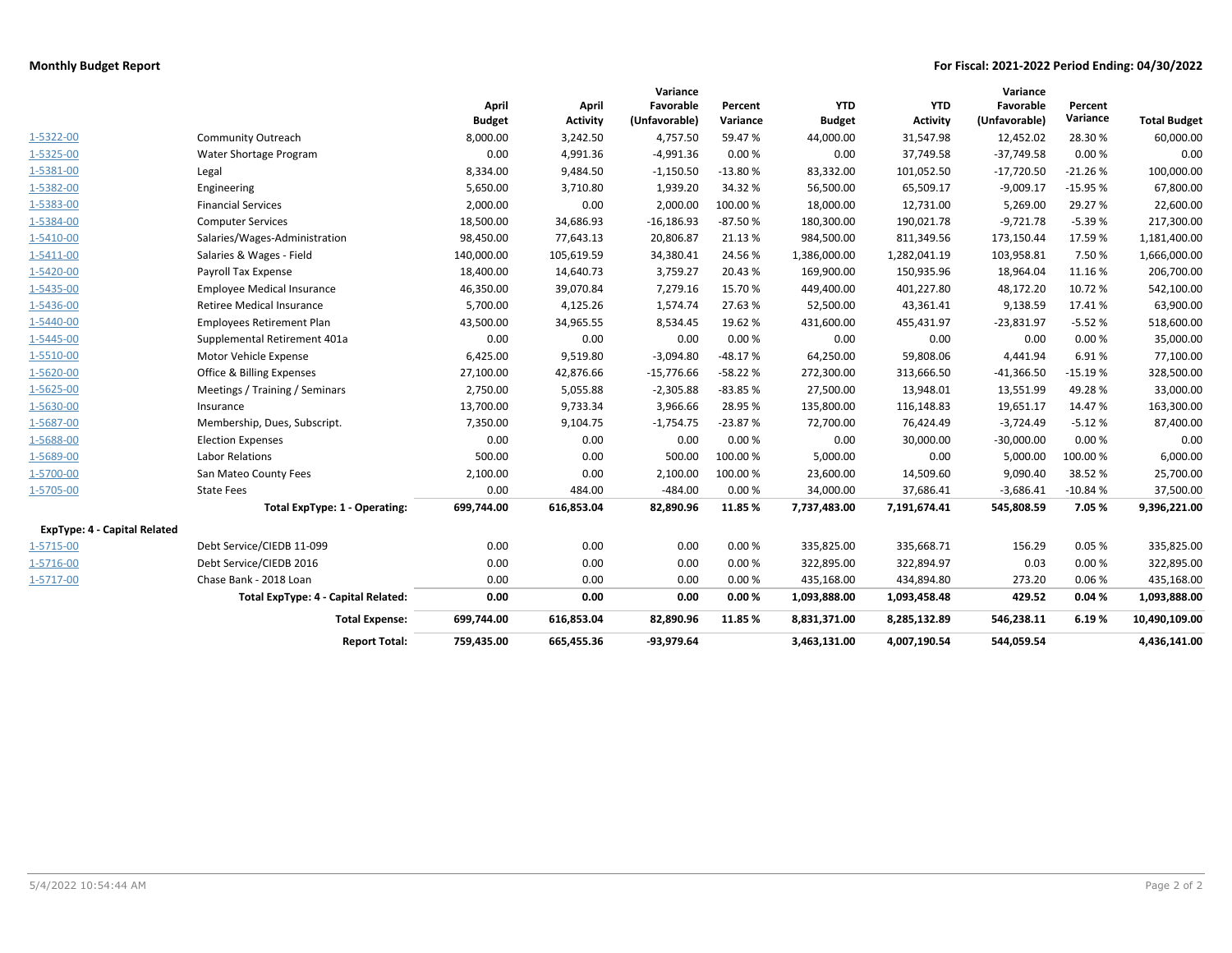**Monthly Budget Report** | **For Fiscal: 2021-2022 Period Ending: 04/30/2022**

| | | April Budget | April Activity | Variance Favorable (Unfavorable) | Percent Variance | YTD Budget | YTD Activity | Variance Favorable (Unfavorable) | Percent Variance | Total Budget |
|---|---|---|---|---|---|---|---|---|---|---|
| 1-5322-00 | Community Outreach | 8,000.00 | 3,242.50 | 4,757.50 | 59.47 % | 44,000.00 | 31,547.98 | 12,452.02 | 28.30 % | 60,000.00 |
| 1-5325-00 | Water Shortage Program | 0.00 | 4,991.36 | -4,991.36 | 0.00 % | 0.00 | 37,749.58 | -37,749.58 | 0.00 % | 0.00 |
| 1-5381-00 | Legal | 8,334.00 | 9,484.50 | -1,150.50 | -13.80 % | 83,332.00 | 101,052.50 | -17,720.50 | -21.26 % | 100,000.00 |
| 1-5382-00 | Engineering | 5,650.00 | 3,710.80 | 1,939.20 | 34.32 % | 56,500.00 | 65,509.17 | -9,009.17 | -15.95 % | 67,800.00 |
| 1-5383-00 | Financial Services | 2,000.00 | 0.00 | 2,000.00 | 100.00 % | 18,000.00 | 12,731.00 | 5,269.00 | 29.27 % | 22,600.00 |
| 1-5384-00 | Computer Services | 18,500.00 | 34,686.93 | -16,186.93 | -87.50 % | 180,300.00 | 190,021.78 | -9,721.78 | -5.39 % | 217,300.00 |
| 1-5410-00 | Salaries/Wages-Administration | 98,450.00 | 77,643.13 | 20,806.87 | 21.13 % | 984,500.00 | 811,349.56 | 173,150.44 | 17.59 % | 1,181,400.00 |
| 1-5411-00 | Salaries & Wages - Field | 140,000.00 | 105,619.59 | 34,380.41 | 24.56 % | 1,386,000.00 | 1,282,041.19 | 103,958.81 | 7.50 % | 1,666,000.00 |
| 1-5420-00 | Payroll Tax Expense | 18,400.00 | 14,640.73 | 3,759.27 | 20.43 % | 169,900.00 | 150,935.96 | 18,964.04 | 11.16 % | 206,700.00 |
| 1-5435-00 | Employee Medical Insurance | 46,350.00 | 39,070.84 | 7,279.16 | 15.70 % | 449,400.00 | 401,227.80 | 48,172.20 | 10.72 % | 542,100.00 |
| 1-5436-00 | Retiree Medical Insurance | 5,700.00 | 4,125.26 | 1,574.74 | 27.63 % | 52,500.00 | 43,361.41 | 9,138.59 | 17.41 % | 63,900.00 |
| 1-5440-00 | Employees Retirement Plan | 43,500.00 | 34,965.55 | 8,534.45 | 19.62 % | 431,600.00 | 455,431.97 | -23,831.97 | -5.52 % | 518,600.00 |
| 1-5445-00 | Supplemental Retirement 401a | 0.00 | 0.00 | 0.00 | 0.00 % | 0.00 | 0.00 | 0.00 | 0.00 % | 35,000.00 |
| 1-5510-00 | Motor Vehicle Expense | 6,425.00 | 9,519.80 | -3,094.80 | -48.17 % | 64,250.00 | 59,808.06 | 4,441.94 | 6.91 % | 77,100.00 |
| 1-5620-00 | Office & Billing Expenses | 27,100.00 | 42,876.66 | -15,776.66 | -58.22 % | 272,300.00 | 313,666.50 | -41,366.50 | -15.19 % | 328,500.00 |
| 1-5625-00 | Meetings / Training / Seminars | 2,750.00 | 5,055.88 | -2,305.88 | -83.85 % | 27,500.00 | 13,948.01 | 13,551.99 | 49.28 % | 33,000.00 |
| 1-5630-00 | Insurance | 13,700.00 | 9,733.34 | 3,966.66 | 28.95 % | 135,800.00 | 116,148.83 | 19,651.17 | 14.47 % | 163,300.00 |
| 1-5687-00 | Membership, Dues, Subscript. | 7,350.00 | 9,104.75 | -1,754.75 | -23.87 % | 72,700.00 | 76,424.49 | -3,724.49 | -5.12 % | 87,400.00 |
| 1-5688-00 | Election Expenses | 0.00 | 0.00 | 0.00 | 0.00 % | 0.00 | 30,000.00 | -30,000.00 | 0.00 % | 0.00 |
| 1-5689-00 | Labor Relations | 500.00 | 0.00 | 500.00 | 100.00 % | 5,000.00 | 0.00 | 5,000.00 | 100.00 % | 6,000.00 |
| 1-5700-00 | San Mateo County Fees | 2,100.00 | 0.00 | 2,100.00 | 100.00 % | 23,600.00 | 14,509.60 | 9,090.40 | 38.52 % | 25,700.00 |
| 1-5705-00 | State Fees | 0.00 | 484.00 | -484.00 | 0.00 % | 34,000.00 | 37,686.41 | -3,686.41 | -10.84 % | 37,500.00 |
| | **Total ExpType: 1 - Operating:** | **699,744.00** | **616,853.04** | **82,890.96** | **11.85 %** | **7,737,483.00** | **7,191,674.41** | **545,808.59** | **7.05 %** | **9,396,221.00** |
| **ExpType: 4 - Capital Related** | | | | | | | | | | |
| 1-5715-00 | Debt Service/CIEDB 11-099 | 0.00 | 0.00 | 0.00 | 0.00 % | 335,825.00 | 335,668.71 | 156.29 | 0.05 % | 335,825.00 |
| 1-5716-00 | Debt Service/CIEDB 2016 | 0.00 | 0.00 | 0.00 | 0.00 % | 322,895.00 | 322,894.97 | 0.03 | 0.00 % | 322,895.00 |
| 1-5717-00 | Chase Bank - 2018 Loan | 0.00 | 0.00 | 0.00 | 0.00 % | 435,168.00 | 434,894.80 | 273.20 | 0.06 % | 435,168.00 |
| | **Total ExpType: 4 - Capital Related:** | **0.00** | **0.00** | **0.00** | **0.00 %** | **1,093,888.00** | **1,093,458.48** | **429.52** | **0.04 %** | **1,093,888.00** |
| | **Total Expense:** | **699,744.00** | **616,853.04** | **82,890.96** | **11.85 %** | **8,831,371.00** | **8,285,132.89** | **546,238.11** | **6.19 %** | **10,490,109.00** |
| | **Report Total:** | **759,435.00** | **665,455.36** | **-93,979.64** | | **3,463,131.00** | **4,007,190.54** | **544,059.54** | | **4,436,141.00** |

5/4/2022 10:54:44 AM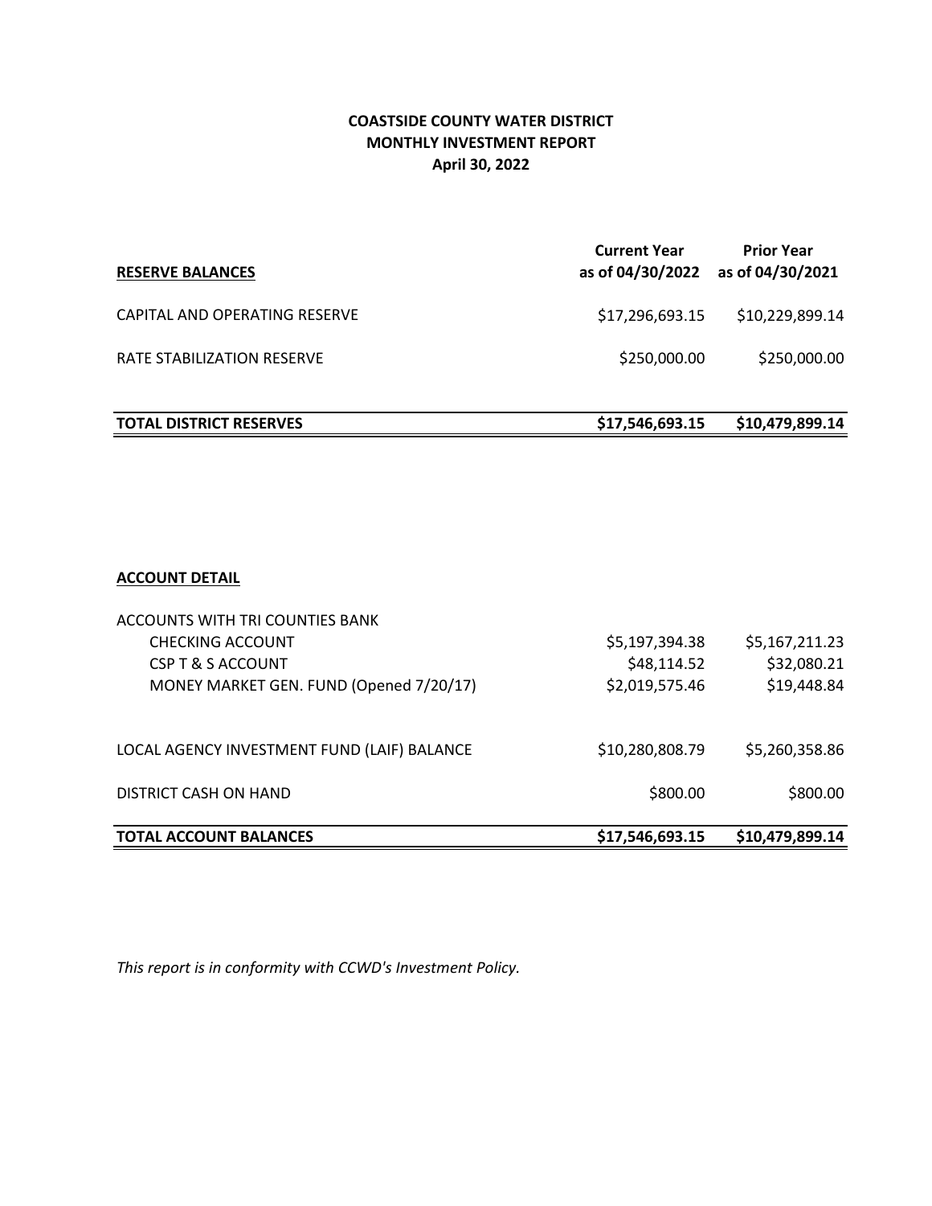# COASTSIDE COUNTY WATER DISTRICT
## MONTHLY INVESTMENT REPORT
### April 30, 2022

| RESERVE BALANCES | Current Year as of 04/30/2022 | Prior Year as of 04/30/2021 |
|---|---|---|
| CAPITAL AND OPERATING RESERVE | $17,296,693.15 | $10,229,899.14 |
| RATE STABILIZATION RESERVE | $250,000.00 | $250,000.00 |
| **TOTAL DISTRICT RESERVES** | **$17,546,693.15** | **$10,479,899.14** |

| ACCOUNT DETAIL | | |
|---|---|---|
| ACCOUNTS WITH TRI COUNTIES BANK | | |
| CHECKING ACCOUNT | $5,197,394.38 | $5,167,211.23 |
| CSP T & S ACCOUNT | $48,114.52 | $32,080.21 |
| MONEY MARKET GEN. FUND (Opened 7/20/17) | $2,019,575.46 | $19,448.84 |
| LOCAL AGENCY INVESTMENT FUND (LAIF) BALANCE | $10,280,808.79 | $5,260,358.86 |
| DISTRICT CASH ON HAND | $800.00 | $800.00 |
| **TOTAL ACCOUNT BALANCES** | **$17,546,693.15** | **$10,479,899.14** |

*This report is in conformity with CCWD's Investment Policy.*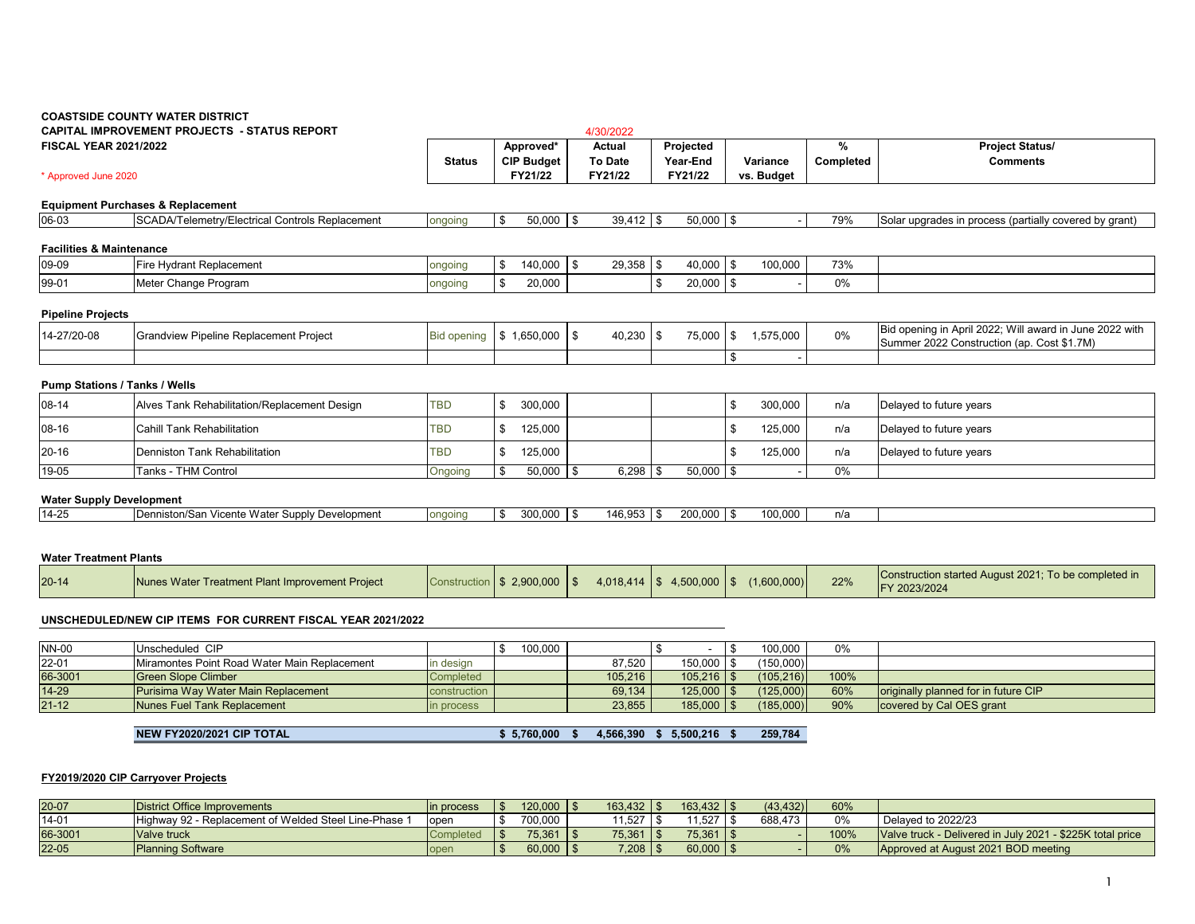**COASTSIDE COUNTY WATER DISTRICT**
**CAPITAL IMPROVEMENT PROJECTS - STATUS REPORT**
**FISCAL YEAR 2021/2022**

4/30/2022

\* Approved June 2020

| | | Status | Approved* CIP Budget FY21/22 | Actual To Date FY21/22 | Projected Year-End FY21/22 | Variance vs. Budget | % Completed | Project Status/ Comments |
|---|---|---|---|---|---|---|---|---|
| **Equipment Purchases & Replacement** | | | | | | | | |
| 06-03 | SCADA/Telemetry/Electrical Controls Replacement | ongoing | $ 50,000 | $ 39,412 | $ 50,000 | $ - | 79% | Solar upgrades in process (partially covered by grant) |
| **Facilities & Maintenance** | | | | | | | | |
| 09-09 | Fire Hydrant Replacement | ongoing | $ 140,000 | $ 29,358 | $ 40,000 | $ 100,000 | 73% | |
| 99-01 | Meter Change Program | ongoing | $ 20,000 | | $ 20,000 | $ - | 0% | |
| **Pipeline Projects** | | | | | | | | |
| 14-27/20-08 | Grandview Pipeline Replacement Project | Bid opening | $ 1,650,000 | $ 40,230 | $ 75,000 | $ 1,575,000 | 0% | Bid opening in April 2022; Will award in June 2022 with Summer 2022 Construction (ap. Cost $1.7M) |
| | | | | | | $ - | | |
| **Pump Stations / Tanks / Wells** | | | | | | | | |
| 08-14 | Alves Tank Rehabilitation/Replacement Design | TBD | $ 300,000 | | | $ 300,000 | n/a | Delayed to future years |
| 08-16 | Cahill Tank Rehabilitation | TBD | $ 125,000 | | | $ 125,000 | n/a | Delayed to future years |
| 20-16 | Denniston Tank Rehabilitation | TBD | $ 125,000 | | | $ 125,000 | n/a | Delayed to future years |
| 19-05 | Tanks - THM Control | Ongoing | $ 50,000 | $ 6,298 | $ 50,000 | $ - | 0% | |
| **Water Supply Development** | | | | | | | | |
| 14-25 | Denniston/San Vicente Water Supply Development | ongoing | $ 300,000 | $ 146,953 | $ 200,000 | $ 100,000 | n/a | |
| **Water Treatment Plants** | | | | | | | | |
| 20-14 | Nunes Water Treatment Plant Improvement Project | Construction | $ 2,900,000 | $ 4,018,414 | $ 4,500,000 | $ (1,600,000) | 22% | Construction started August 2021; To be completed in FY 2023/2024 |

**UNSCHEDULED/NEW CIP ITEMS FOR CURRENT FISCAL YEAR 2021/2022**

| | | Status | Approved* CIP Budget FY21/22 | Actual To Date FY21/22 | Projected Year-End FY21/22 | Variance vs. Budget | % Completed | Project Status/ Comments |
|---|---|---|---|---|---|---|---|---|
| NN-00 | Unscheduled CIP | | $ 100,000 | | $ - | $ 100,000 | 0% | |
| 22-01 | Miramontes Point Road Water Main Replacement | in design | | 87,520 | 150,000 | $ (150,000) | | |
| 66-3001 | Green Slope Climber | Completed | | 105,216 | 105,216 | $ (105,216) | 100% | |
| 14-29 | Purisima Way Water Main Replacement | construction | | 69,134 | 125,000 | $ (125,000) | 60% | originally planned for in future CIP |
| 21-12 | Nunes Fuel Tank Replacement | in process | | 23,855 | 185,000 | $ (185,000) | 90% | covered by Cal OES grant |
| | **NEW FY2020/2021 CIP TOTAL** | | **$ 5,760,000** | **$ 4,566,390** | **$ 5,500,216** | **$ 259,784** | | |

**FY2019/2020 CIP Carryover Projects**

| | | Status | Approved* CIP Budget FY21/22 | Actual To Date FY21/22 | Projected Year-End FY21/22 | Variance vs. Budget | % Completed | Project Status/ Comments |
|---|---|---|---|---|---|---|---|---|
| 20-07 | District Office Improvements | in process | $ 120,000 | $ 163,432 | $ 163,432 | $ (43,432) | 60% | |
| 14-01 | Highway 92 - Replacement of Welded Steel Line-Phase 1 | open | $ 700,000 | $ 11,527 | $ 11,527 | $ 688,473 | 0% | Delayed to 2022/23 |
| 66-3001 | Valve truck | Completed | $ 75,361 | $ 75,361 | $ 75,361 | $ - | 100% | Valve truck - Delivered in July 2021 - $225K total price |
| 22-05 | Planning Software | open | $ 60,000 | $ 7,208 | $ 60,000 | $ - | 0% | Approved at August 2021 BOD meeting |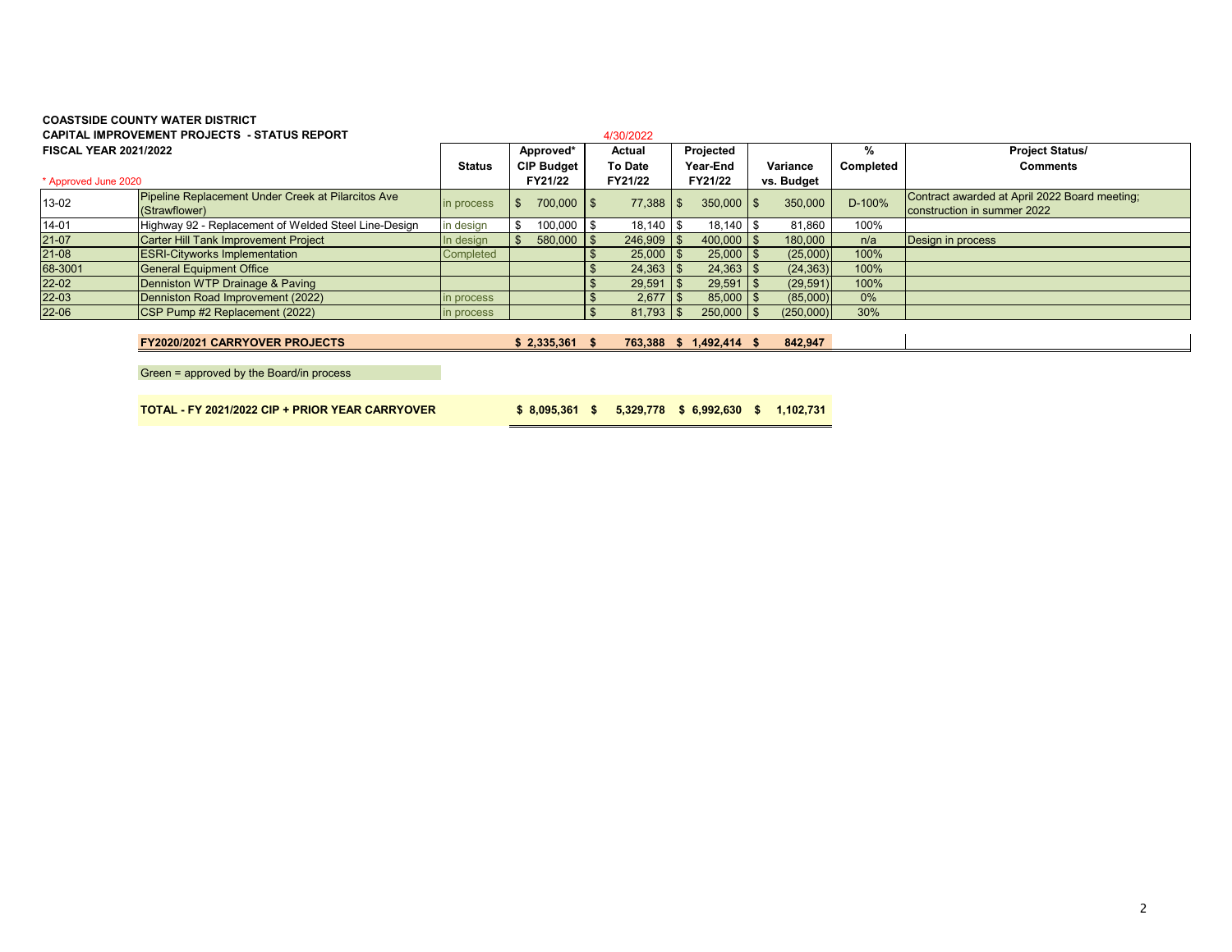**COASTSIDE COUNTY WATER DISTRICT**
**CAPITAL IMPROVEMENT PROJECTS - STATUS REPORT**
**FISCAL YEAR 2021/2022**

4/30/2022

| * Approved June 2020 | | Status | Approved* CIP Budget FY21/22 | Actual To Date FY21/22 | Projected Year-End FY21/22 | Variance vs. Budget | % Completed | Project Status/ Comments |
|---|---|---|---|---|---|---|---|---|
| 13-02 | Pipeline Replacement Under Creek at Pilarcitos Ave (Strawflower) | in process | $ 700,000 | $ 77,388 | $ 350,000 | $ 350,000 | D-100% | Contract awarded at April 2022 Board meeting; construction in summer 2022 |
| 14-01 | Highway 92 - Replacement of Welded Steel Line-Design | in design | $ 100,000 | $ 18,140 | $ 18,140 | $ 81,860 | 100% | |
| 21-07 | Carter Hill Tank Improvement Project | In design | $ 580,000 | $ 246,909 | $ 400,000 | $ 180,000 | n/a | Design in process |
| 21-08 | ESRI-Cityworks Implementation | Completed | | $ 25,000 | $ 25,000 | $ (25,000) | 100% | |
| 68-3001 | General Equipment Office | | | $ 24,363 | $ 24,363 | $ (24,363) | 100% | |
| 22-02 | Denniston WTP Drainage & Paving | | | $ 29,591 | $ 29,591 | $ (29,591) | 100% | |
| 22-03 | Denniston Road Improvement (2022) | in process | | $ 2,677 | $ 85,000 | $ (85,000) | 0% | |
| 22-06 | CSP Pump #2 Replacement (2022) | in process | | $ 81,793 | $ 250,000 | $ (250,000) | 30% | |
| | **FY2020/2021 CARRYOVER PROJECTS** | | **$ 2,335,361** | **$ 763,388** | **$ 1,492,414** | **$ 842,947** | | |

Green = approved by the Board/in process

| **TOTAL - FY 2021/2022 CIP + PRIOR YEAR CARRYOVER** | **$ 8,095,361** | **$ 5,329,778** | **$ 6,992,630** | **$ 1,102,731** |
|---|---|---|---|---|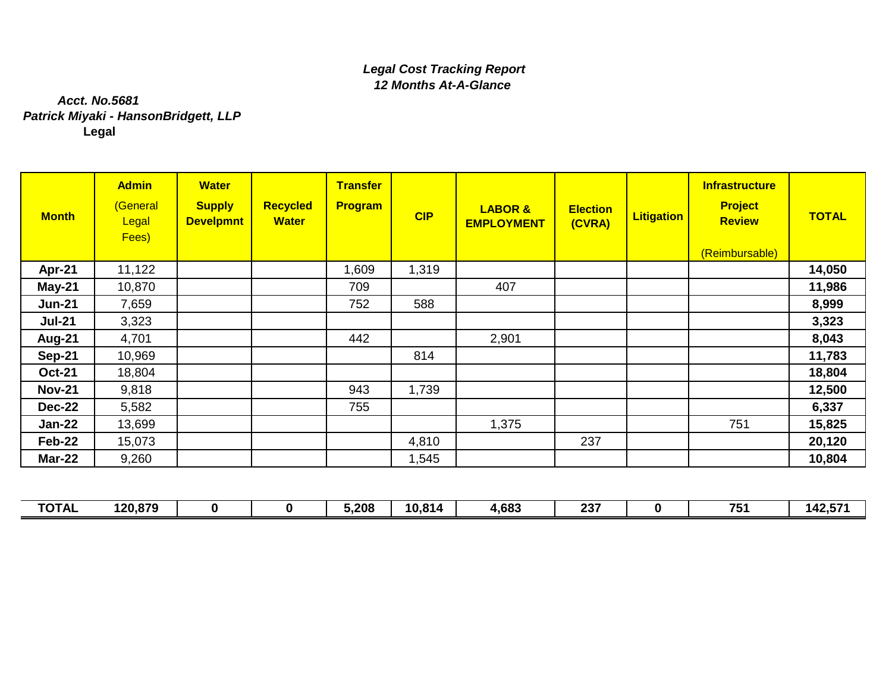***Legal Cost Tracking Report***
***12 Months At-A-Glance***

***Acct. No.5681***
***Patrick Miyaki - HansonBridgett, LLP***
**Legal**

| Month | Admin (General Legal Fees) | Water Supply Develpmnt | Recycled Water | Transfer Program | CIP | LABOR & EMPLOYMENT | Election (CVRA) | Litigation | Infrastructure Project Review (Reimbursable) | TOTAL |
|---|---|---|---|---|---|---|---|---|---|---|
| **Apr-21** | 11,122 | | | 1,609 | 1,319 | | | | | **14,050** |
| **May-21** | 10,870 | | | 709 | | 407 | | | | **11,986** |
| **Jun-21** | 7,659 | | | 752 | 588 | | | | | **8,999** |
| **Jul-21** | 3,323 | | | | | | | | | **3,323** |
| **Aug-21** | 4,701 | | | 442 | | 2,901 | | | | **8,043** |
| **Sep-21** | 10,969 | | | | 814 | | | | | **11,783** |
| **Oct-21** | 18,804 | | | | | | | | | **18,804** |
| **Nov-21** | 9,818 | | | 943 | 1,739 | | | | | **12,500** |
| **Dec-22** | 5,582 | | | 755 | | | | | | **6,337** |
| **Jan-22** | 13,699 | | | | | 1,375 | | | 751 | **15,825** |
| **Feb-22** | 15,073 | | | | 4,810 | | 237 | | | **20,120** |
| **Mar-22** | 9,260 | | | | 1,545 | | | | | **10,804** |
| **TOTAL** | **120,879** | **0** | **0** | **5,208** | **10,814** | **4,683** | **237** | **0** | **751** | **142,571** |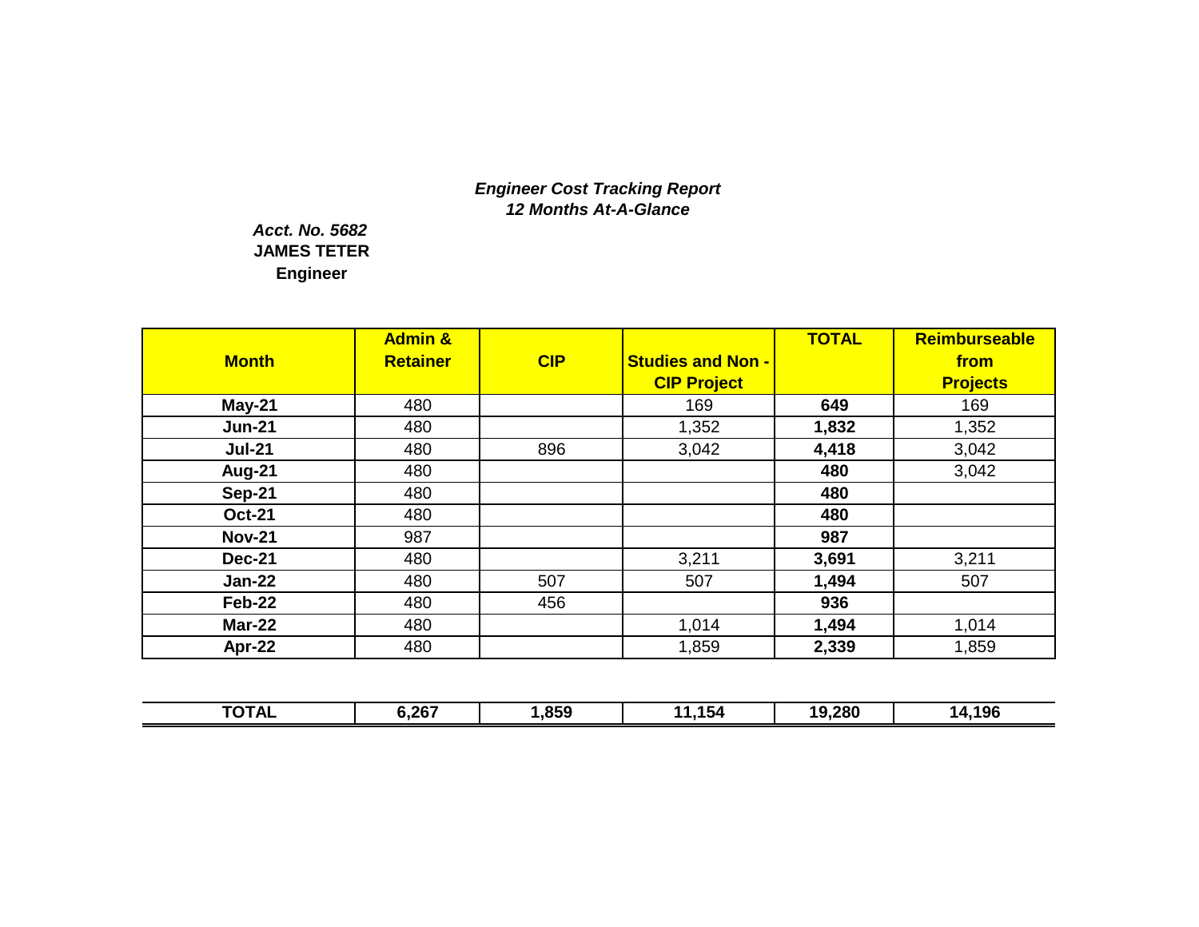***Engineer Cost Tracking Report***
***12 Months At-A-Glance***

***Acct. No. 5682***
**JAMES TETER**
**Engineer**

| Month | Admin & Retainer | CIP | Studies and Non - CIP Project | TOTAL | Reimburseable from Projects |
|---|---|---|---|---|---|
| **May-21** | 480 | | 169 | **649** | 169 |
| **Jun-21** | 480 | | 1,352 | **1,832** | 1,352 |
| **Jul-21** | 480 | 896 | 3,042 | **4,418** | 3,042 |
| **Aug-21** | 480 | | | **480** | 3,042 |
| **Sep-21** | 480 | | | **480** | |
| **Oct-21** | 480 | | | **480** | |
| **Nov-21** | 987 | | | **987** | |
| **Dec-21** | 480 | | 3,211 | **3,691** | 3,211 |
| **Jan-22** | 480 | 507 | 507 | **1,494** | 507 |
| **Feb-22** | 480 | 456 | | **936** | |
| **Mar-22** | 480 | | 1,014 | **1,494** | 1,014 |
| **Apr-22** | 480 | | 1,859 | **2,339** | 1,859 |
| **TOTAL** | **6,267** | **1,859** | **11,154** | **19,280** | **14,196** |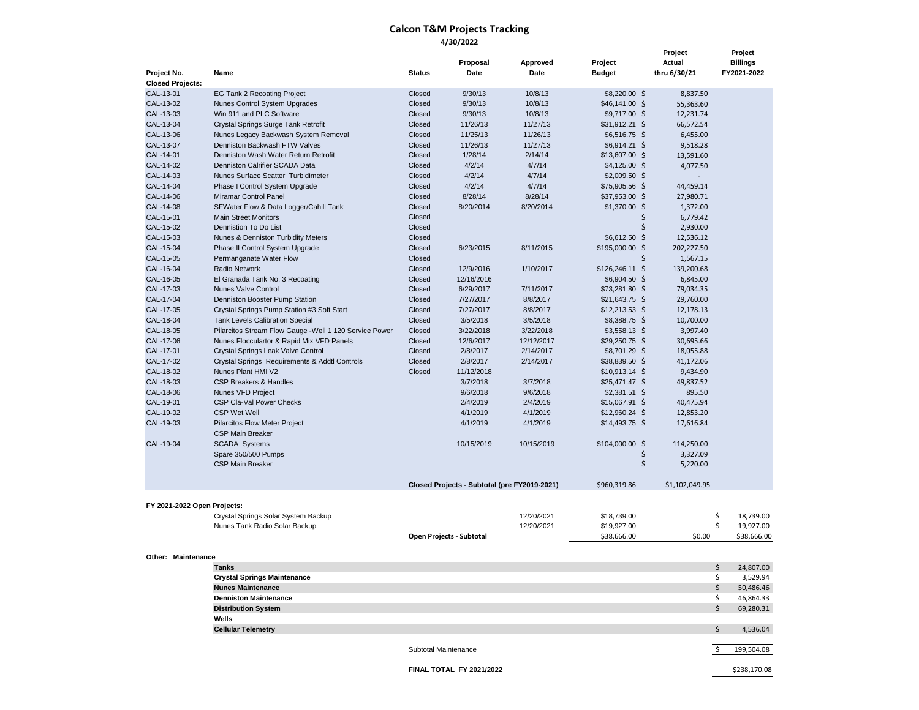# Calcon T&M Projects Tracking

**4/30/2022**

| Project No. | Name | Status | Proposal Date | Approved Date | Project Budget | Project Actual thru 6/30/21 | Project Billings FY2021-2022 |
|---|---|---|---|---|---|---|---|
| **Closed Projects:** | | | | | | | |
| CAL-13-01 | EG Tank 2 Recoating Project | Closed | 9/30/13 | 10/8/13 | $8,220.00 | $ 8,837.50 | |
| CAL-13-02 | Nunes Control System Upgrades | Closed | 9/30/13 | 10/8/13 | $46,141.00 | $ 55,363.60 | |
| CAL-13-03 | Win 911 and PLC Software | Closed | 9/30/13 | 10/8/13 | $9,717.00 | $ 12,231.74 | |
| CAL-13-04 | Crystal Springs Surge Tank Retrofit | Closed | 11/26/13 | 11/27/13 | $31,912.21 | $ 66,572.54 | |
| CAL-13-06 | Nunes Legacy Backwash System Removal | Closed | 11/25/13 | 11/26/13 | $6,516.75 | $ 6,455.00 | |
| CAL-13-07 | Denniston Backwash FTW Valves | Closed | 11/26/13 | 11/27/13 | $6,914.21 | $ 9,518.28 | |
| CAL-14-01 | Denniston Wash Water Return Retrofit | Closed | 1/28/14 | 2/14/14 | $13,607.00 | $ 13,591.60 | |
| CAL-14-02 | Denniston Calrifier SCADA Data | Closed | 4/2/14 | 4/7/14 | $4,125.00 | $ 4,077.50 | |
| CAL-14-03 | Nunes Surface Scatter Turbidimeter | Closed | 4/2/14 | 4/7/14 | $2,009.50 | $ - | |
| CAL-14-04 | Phase I Control System Upgrade | Closed | 4/2/14 | 4/7/14 | $75,905.56 | $ 44,459.14 | |
| CAL-14-06 | Miramar Control Panel | Closed | 8/28/14 | 8/28/14 | $37,953.00 | $ 27,980.71 | |
| CAL-14-08 | SFWater Flow & Data Logger/Cahill Tank | Closed | 8/20/2014 | 8/20/2014 | $1,370.00 | $ 1,372.00 | |
| CAL-15-01 | Main Street Monitors | Closed | | | | $ 6,779.42 | |
| CAL-15-02 | Dennistion To Do List | Closed | | | | $ 2,930.00 | |
| CAL-15-03 | Nunes & Denniston Turbidity Meters | Closed | | | $6,612.50 | $ 12,536.12 | |
| CAL-15-04 | Phase II Control System Upgrade | Closed | 6/23/2015 | 8/11/2015 | $195,000.00 | $ 202,227.50 | |
| CAL-15-05 | Permanganate Water Flow | Closed | | | | $ 1,567.15 | |
| CAL-16-04 | Radio Network | Closed | 12/9/2016 | 1/10/2017 | $126,246.11 | $ 139,200.68 | |
| CAL-16-05 | El Granada Tank No. 3 Recoating | Closed | 12/16/2016 | | $6,904.50 | $ 6,845.00 | |
| CAL-17-03 | Nunes Valve Control | Closed | 6/29/2017 | 7/11/2017 | $73,281.80 | $ 79,034.35 | |
| CAL-17-04 | Denniston Booster Pump Station | Closed | 7/27/2017 | 8/8/2017 | $21,643.75 | $ 29,760.00 | |
| CAL-17-05 | Crystal Springs Pump Station #3 Soft Start | Closed | 7/27/2017 | 8/8/2017 | $12,213.53 | $ 12,178.13 | |
| CAL-18-04 | Tank Levels Calibration Special | Closed | 3/5/2018 | 3/5/2018 | $8,388.75 | $ 10,700.00 | |
| CAL-18-05 | Pilarcitos Stream Flow Gauge -Well 1 120 Service Power | Closed | 3/22/2018 | 3/22/2018 | $3,558.13 | $ 3,997.40 | |
| CAL-17-06 | Nunes Flocculartor & Rapid Mix VFD Panels | Closed | 12/6/2017 | 12/12/2017 | $29,250.75 | $ 30,695.66 | |
| CAL-17-01 | Crystal Springs Leak Valve Control | Closed | 2/8/2017 | 2/14/2017 | $8,701.29 | $ 18,055.88 | |
| CAL-17-02 | Crystal Springs Requirements & Addtl Controls | Closed | 2/8/2017 | 2/14/2017 | $38,839.50 | $ 41,172.06 | |
| CAL-18-02 | Nunes Plant HMI V2 | Closed | 11/12/2018 | | $10,913.14 | $ 9,434.90 | |
| CAL-18-03 | CSP Breakers & Handles | | 3/7/2018 | 3/7/2018 | $25,471.47 | $ 49,837.52 | |
| CAL-18-06 | Nunes VFD Project | | 9/6/2018 | 9/6/2018 | $2,381.51 | $ 895.50 | |
| CAL-19-01 | CSP Cla-Val Power Checks | | 2/4/2019 | 2/4/2019 | $15,067.91 | $ 40,475.94 | |
| CAL-19-02 | CSP Wet Well | | 4/1/2019 | 4/1/2019 | $12,960.24 | $ 12,853.20 | |
| CAL-19-03 | Pilarcitos Flow Meter Project | | 4/1/2019 | 4/1/2019 | $14,493.75 | $ 17,616.84 | |
| | CSP Main Breaker | | | | | | |
| CAL-19-04 | SCADA Systems | | 10/15/2019 | 10/15/2019 | $104,000.00 | $ 114,250.00 | |
| | Spare 350/500 Pumps | | | | | $ 3,327.09 | |
| | CSP Main Breaker | | | | | $ 5,220.00 | |
| | | **Closed Projects - Subtotal (pre FY2019-2021)** | | | $960,319.86 | $1,102,049.95 | |
| **FY 2021-2022 Open Projects:** | | | | | | | |
| | Crystal Springs Solar System Backup | | | 12/20/2021 | $18,739.00 | | $ 18,739.00 |
| | Nunes Tank Radio Solar Backup | | | 12/20/2021 | $19,927.00 | | $ 19,927.00 |
| | | **Open Projects - Subtotal** | | | $38,666.00 | $0.00 | $38,666.00 |
| **Other: Maintenance** | | | | | | | |
| | **Tanks** | | | | | | $ 24,807.00 |
| | **Crystal Springs Maintenance** | | | | | | $ 3,529.94 |
| | **Nunes Maintenance** | | | | | | $ 50,486.46 |
| | **Denniston Maintenance** | | | | | | $ 46,864.33 |
| | **Distribution System** | | | | | | $ 69,280.31 |
| | **Wells** | | | | | | |
| | **Cellular Telemetry** | | | | | | $ 4,536.04 |
| | | Subtotal Maintenance | | | | | $ 199,504.08 |
| | | **FINAL TOTAL FY 2021/2022** | | | | | $238,170.08 |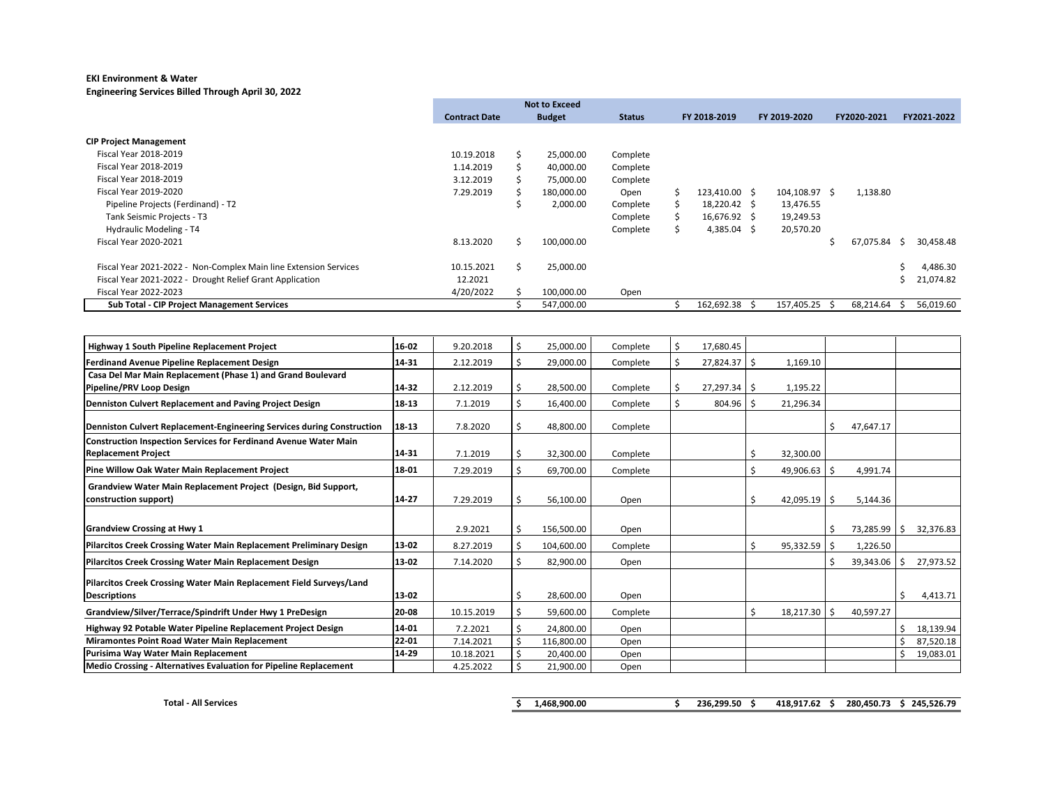**EKI Environment & Water**

**Engineering Services Billed Through April 30, 2022**

| | | Contract Date | Not to Exceed Budget | Status | FY 2018-2019 | FY 2019-2020 | FY2020-2021 | FY2021-2022 |
|---|---|---|---|---|---|---|---|---|
| **CIP Project Management** | | | | | | | | |
| Fiscal Year 2018-2019 | | 10.19.2018 | $ 25,000.00 | Complete | | | | |
| Fiscal Year 2018-2019 | | 1.14.2019 | $ 40,000.00 | Complete | | | | |
| Fiscal Year 2018-2019 | | 3.12.2019 | $ 75,000.00 | Complete | | | | |
| Fiscal Year 2019-2020 | | 7.29.2019 | $ 180,000.00 | Open | $ 123,410.00 | $ 104,108.97 | $ 1,138.80 | |
| Pipeline Projects (Ferdinand) - T2 | | | $ 2,000.00 | Complete | $ 18,220.42 | $ 13,476.55 | | |
| Tank Seismic Projects - T3 | | | | Complete | $ 16,676.92 | $ 19,249.53 | | |
| Hydraulic Modeling - T4 | | | | Complete | $ 4,385.04 | $ 20,570.20 | | |
| Fiscal Year 2020-2021 | | 8.13.2020 | $ 100,000.00 | | | | $ 67,075.84 | $ 30,458.48 |
| Fiscal Year 2021-2022 - Non-Complex Main line Extension Services | | 10.15.2021 | $ 25,000.00 | | | | | $ 4,486.30 |
| Fiscal Year 2021-2022 - Drought Relief Grant Application | | 12.2021 | | | | | | $ 21,074.82 |
| Fiscal Year 2022-2023 | | 4/20/2022 | $ 100,000.00 | Open | | | | |
| **Sub Total - CIP Project Management Services** | | | $ 547,000.00 | | $ 162,692.38 | $ 157,405.25 | $ 68,214.64 | $ 56,019.60 |
| **Highway 1 South Pipeline Replacement Project** | **16-02** | 9.20.2018 | $ 25,000.00 | Complete | $ 17,680.45 | | | |
| **Ferdinand Avenue Pipeline Replacement Design** | **14-31** | 2.12.2019 | $ 29,000.00 | Complete | $ 27,824.37 | $ 1,169.10 | | |
| **Casa Del Mar Main Replacement (Phase 1) and Grand Boulevard Pipeline/PRV Loop Design** | **14-32** | 2.12.2019 | $ 28,500.00 | Complete | $ 27,297.34 | $ 1,195.22 | | |
| **Denniston Culvert Replacement and Paving Project Design** | **18-13** | 7.1.2019 | $ 16,400.00 | Complete | $ 804.96 | $ 21,296.34 | | |
| **Denniston Culvert Replacement-Engineering Services during Construction** | **18-13** | 7.8.2020 | $ 48,800.00 | Complete | | | $ 47,647.17 | |
| **Construction Inspection Services for Ferdinand Avenue Water Main Replacement Project** | **14-31** | 7.1.2019 | $ 32,300.00 | Complete | | $ 32,300.00 | | |
| **Pine Willow Oak Water Main Replacement Project** | **18-01** | 7.29.2019 | $ 69,700.00 | Complete | | $ 49,906.63 | $ 4,991.74 | |
| **Grandview Water Main Replacement Project (Design, Bid Support, construction support)** | **14-27** | 7.29.2019 | $ 56,100.00 | Open | | $ 42,095.19 | $ 5,144.36 | |
| **Grandview Crossing at Hwy 1** | | 2.9.2021 | $ 156,500.00 | Open | | | $ 73,285.99 | $ 32,376.83 |
| **Pilarcitos Creek Crossing Water Main Replacement Preliminary Design** | **13-02** | 8.27.2019 | $ 104,600.00 | Complete | | $ 95,332.59 | $ 1,226.50 | |
| **Pilarcitos Creek Crossing Water Main Replacement Design** | **13-02** | 7.14.2020 | $ 82,900.00 | Open | | | $ 39,343.06 | $ 27,973.52 |
| **Pilarcitos Creek Crossing Water Main Replacement Field Surveys/Land Descriptions** | **13-02** | | $ 28,600.00 | Open | | | | $ 4,413.71 |
| **Grandview/Silver/Terrace/Spindrift Under Hwy 1 PreDesign** | **20-08** | 10.15.2019 | $ 59,600.00 | Complete | | $ 18,217.30 | $ 40,597.27 | |
| **Highway 92 Potable Water Pipeline Replacement Project Design** | **14-01** | 7.2.2021 | $ 24,800.00 | Open | | | | $ 18,139.94 |
| **Miramontes Point Road Water Main Replacement** | **22-01** | 7.14.2021 | $ 116,800.00 | Open | | | | $ 87,520.18 |
| **Purisima Way Water Main Replacement** | **14-29** | 10.18.2021 | $ 20,400.00 | Open | | | | $ 19,083.01 |
| **Medio Crossing - Alternatives Evaluation for Pipeline Replacement** | | 4.25.2022 | $ 21,900.00 | Open | | | | |
| **Total - All Services** | | | **$ 1,468,900.00** | | **$ 236,299.50** | **$ 418,917.62** | **$ 280,450.73** | **$ 245,526.79** |